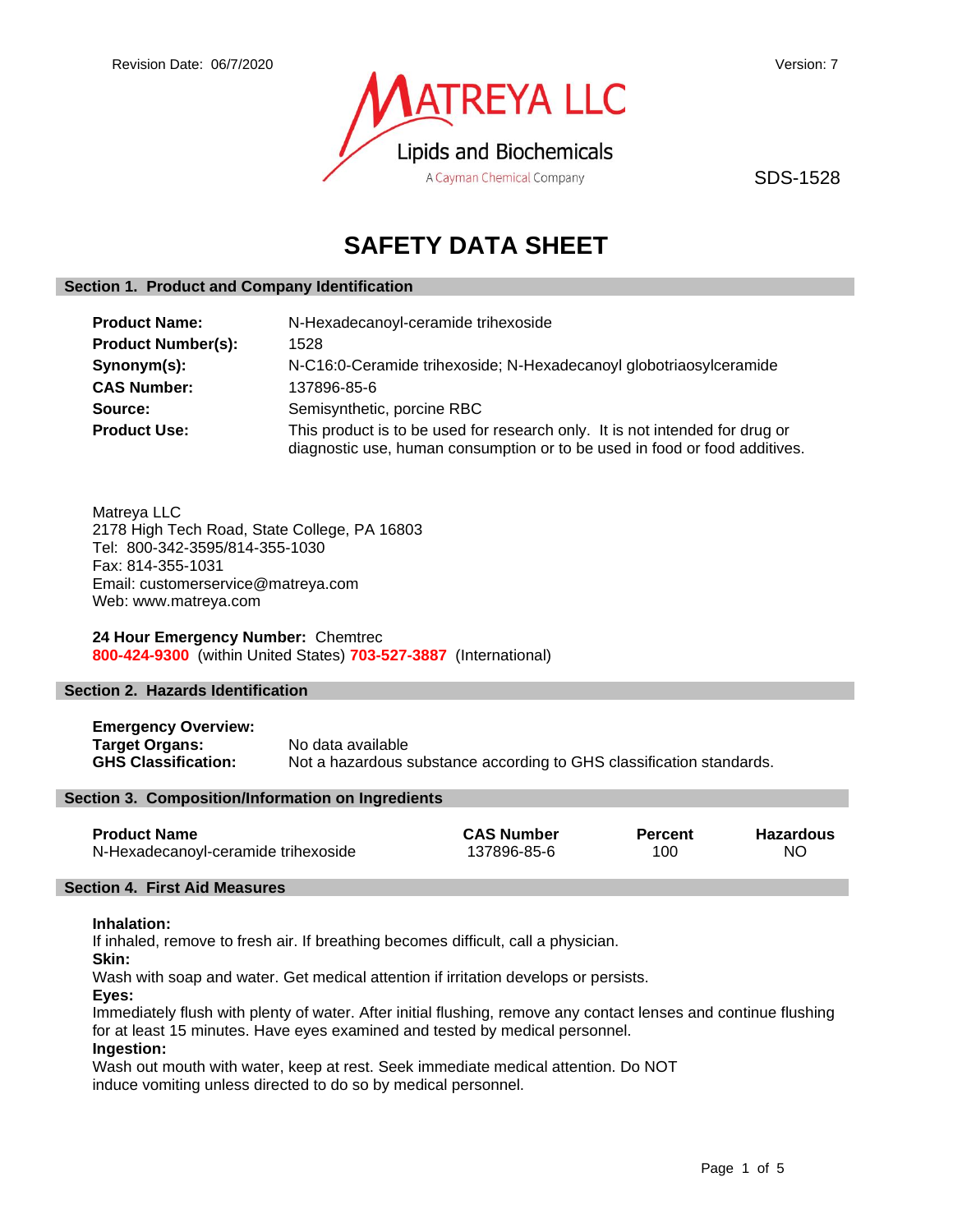Revision Date: 06/7/2020

Version: 7

MATREYA LLC

Lipids and Biochemicals

A Cayman Chemical Company

SDS-1528

# SAFETY DATA SHEET

## Section 1. Product and Company Identification

**Product Name:** N-Hexadecanoyl-ceramide trihexoside

**Product Number(s):** 1528

**Synonym(s):** N-C16:0-Ceramide trihexoside; N-Hexadecanoyl globotriaosylceramide

**CAS Number:** 137896-85-6

**Source:** Semisynthetic, porcine RBC

**Product Use:** This product is to be used for research only. It is not intended for drug or diagnostic use, human consumption or to be used in food or food additives.

Matreya LLC
2178 High Tech Road, State College, PA 16803
Tel: 800-342-3595/814-355-1030
Fax: 814-355-1031
Email: customerservice@matreya.com
Web: www.matreya.com

**24 Hour Emergency Number:** Chemtrec
**800-424-9300** (within United States) **703-527-3887** (International)

## Section 2. Hazards Identification

**Emergency Overview:**

**Target Organs:** No data available

**GHS Classification:** Not a hazardous substance according to GHS classification standards.

## Section 3. Composition/Information on Ingredients

| Product Name | CAS Number | Percent | Hazardous |
|---|---|---|---|
| N-Hexadecanoyl-ceramide trihexoside | 137896-85-6 | 100 | NO |

## Section 4. First Aid Measures

**Inhalation:**
If inhaled, remove to fresh air. If breathing becomes difficult, call a physician.

**Skin:**
Wash with soap and water. Get medical attention if irritation develops or persists.

**Eyes:**
Immediately flush with plenty of water. After initial flushing, remove any contact lenses and continue flushing for at least 15 minutes. Have eyes examined and tested by medical personnel.

**Ingestion:**
Wash out mouth with water, keep at rest. Seek immediate medical attention. Do NOT induce vomiting unless directed to do so by medical personnel.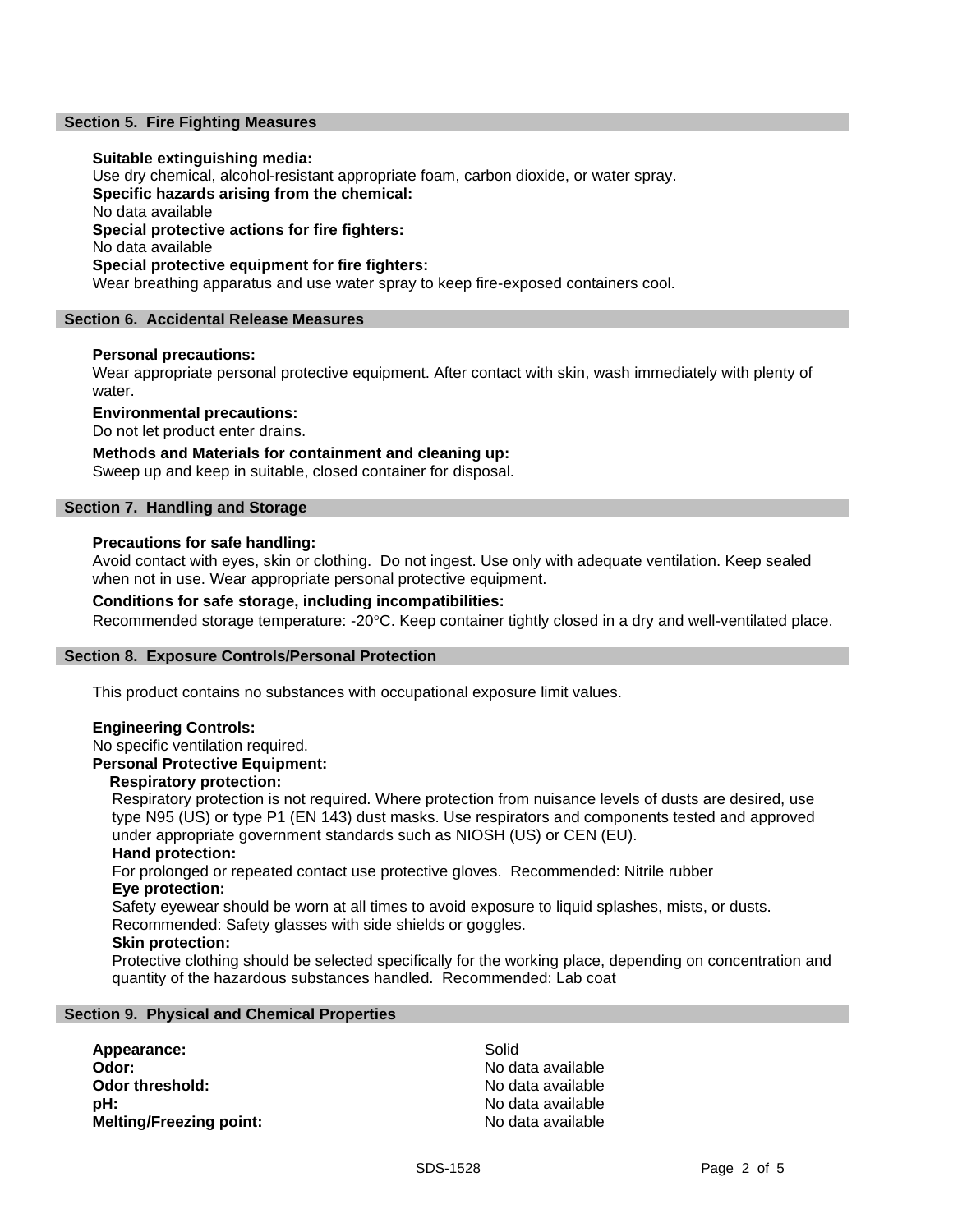## Section 5. Fire Fighting Measures

**Suitable extinguishing media:**
Use dry chemical, alcohol-resistant appropriate foam, carbon dioxide, or water spray.

**Specific hazards arising from the chemical:**
No data available

**Special protective actions for fire fighters:**
No data available

**Special protective equipment for fire fighters:**
Wear breathing apparatus and use water spray to keep fire-exposed containers cool.

## Section 6. Accidental Release Measures

**Personal precautions:**
Wear appropriate personal protective equipment. After contact with skin, wash immediately with plenty of water.

**Environmental precautions:**
Do not let product enter drains.

**Methods and Materials for containment and cleaning up:**
Sweep up and keep in suitable, closed container for disposal.

## Section 7. Handling and Storage

**Precautions for safe handling:**
Avoid contact with eyes, skin or clothing. Do not ingest. Use only with adequate ventilation. Keep sealed when not in use. Wear appropriate personal protective equipment.

**Conditions for safe storage, including incompatibilities:**
Recommended storage temperature: -20°C. Keep container tightly closed in a dry and well-ventilated place.

## Section 8. Exposure Controls/Personal Protection

This product contains no substances with occupational exposure limit values.

**Engineering Controls:**
No specific ventilation required.

**Personal Protective Equipment:**

**Respiratory protection:**
Respiratory protection is not required. Where protection from nuisance levels of dusts are desired, use type N95 (US) or type P1 (EN 143) dust masks. Use respirators and components tested and approved under appropriate government standards such as NIOSH (US) or CEN (EU).

**Hand protection:**
For prolonged or repeated contact use protective gloves. Recommended: Nitrile rubber

**Eye protection:**
Safety eyewear should be worn at all times to avoid exposure to liquid splashes, mists, or dusts. Recommended: Safety glasses with side shields or goggles.

**Skin protection:**
Protective clothing should be selected specifically for the working place, depending on concentration and quantity of the hazardous substances handled. Recommended: Lab coat

## Section 9. Physical and Chemical Properties

| | |
|---|---|
| **Appearance:** | Solid |
| **Odor:** | No data available |
| **Odor threshold:** | No data available |
| **pH:** | No data available |
| **Melting/Freezing point:** | No data available |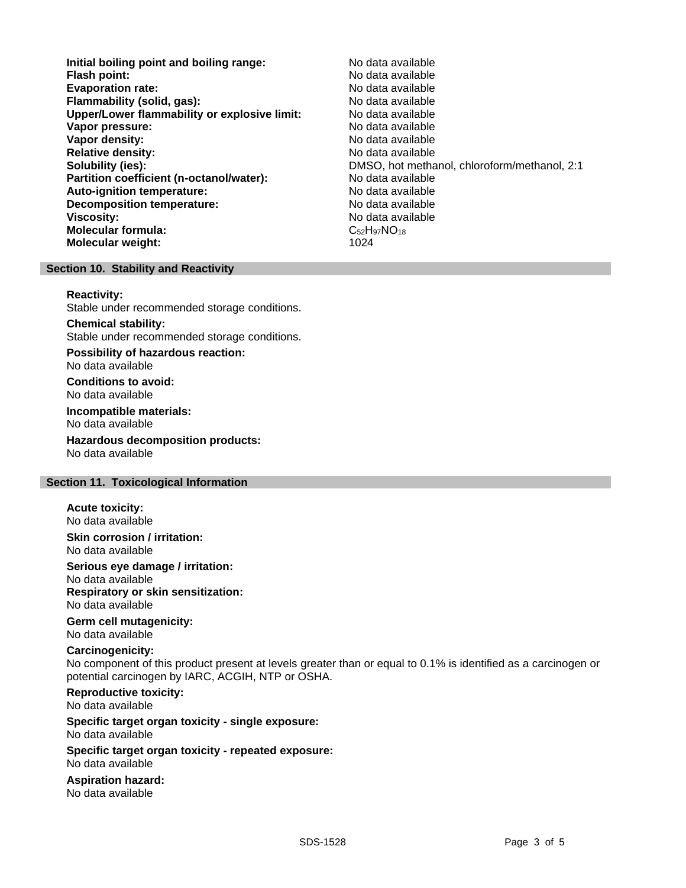| | |
|---|---|
| **Initial boiling point and boiling range:** | No data available |
| **Flash point:** | No data available |
| **Evaporation rate:** | No data available |
| **Flammability (solid, gas):** | No data available |
| **Upper/Lower flammability or explosive limit:** | No data available |
| **Vapor pressure:** | No data available |
| **Vapor density:** | No data available |
| **Relative density:** | No data available |
| **Solubility (ies):** | DMSO, hot methanol, chloroform/methanol, 2:1 |
| **Partition coefficient (n-octanol/water):** | No data available |
| **Auto-ignition temperature:** | No data available |
| **Decomposition temperature:** | No data available |
| **Viscosity:** | No data available |
| **Molecular formula:** | $C_{52}H_{97}NO_{18}$ |
| **Molecular weight:** | 1024 |

## Section 10. Stability and Reactivity

**Reactivity:**
Stable under recommended storage conditions.

**Chemical stability:**
Stable under recommended storage conditions.

**Possibility of hazardous reaction:**
No data available

**Conditions to avoid:**
No data available

**Incompatible materials:**
No data available

**Hazardous decomposition products:**
No data available

## Section 11. Toxicological Information

**Acute toxicity:**
No data available

**Skin corrosion / irritation:**
No data available

**Serious eye damage / irritation:**
No data available

**Respiratory or skin sensitization:**
No data available

**Germ cell mutagenicity:**
No data available

**Carcinogenicity:**
No component of this product present at levels greater than or equal to 0.1% is identified as a carcinogen or potential carcinogen by IARC, ACGIH, NTP or OSHA.

**Reproductive toxicity:**
No data available

**Specific target organ toxicity - single exposure:**
No data available

**Specific target organ toxicity - repeated exposure:**
No data available

**Aspiration hazard:**
No data available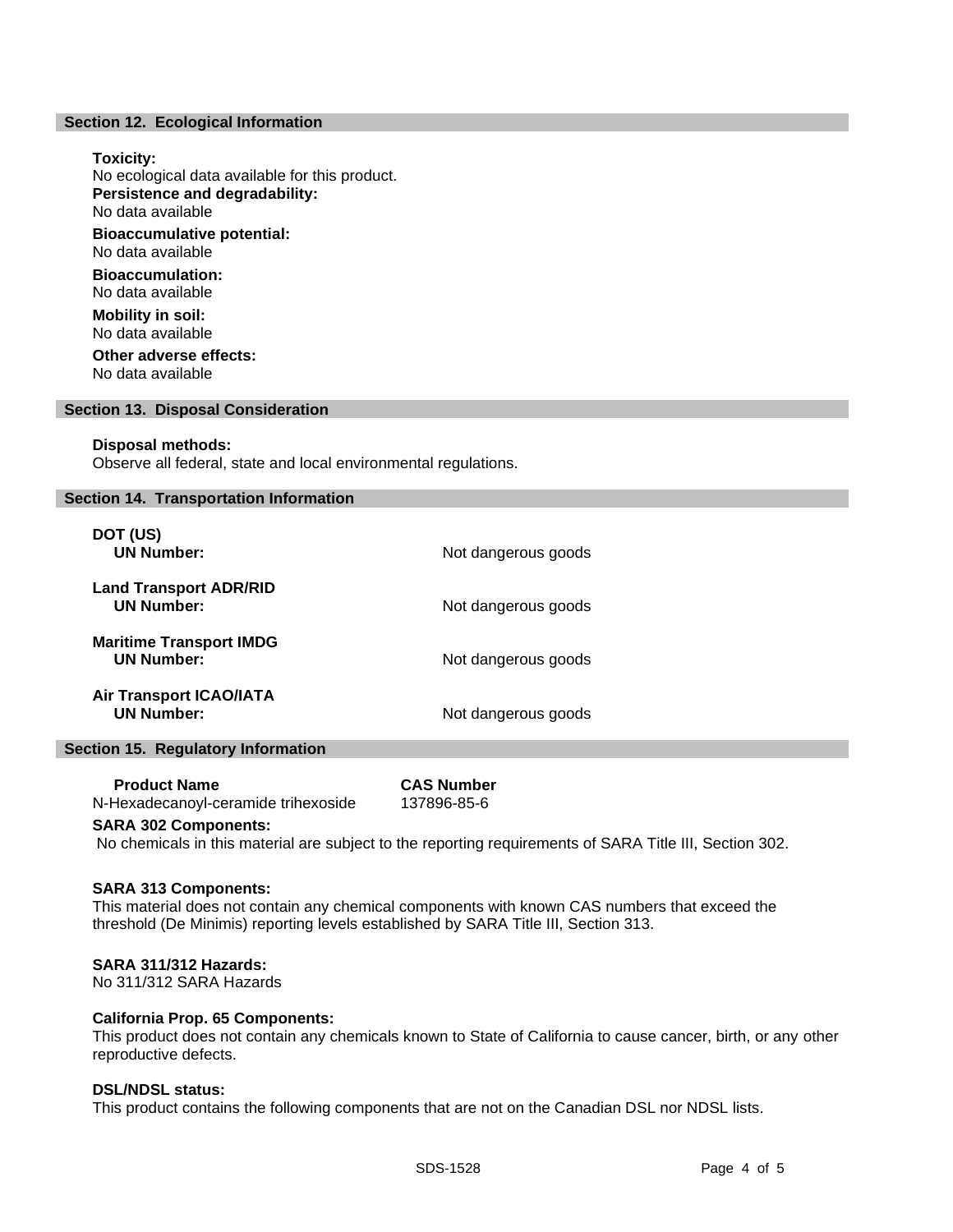## Section 12. Ecological Information

**Toxicity:**
No ecological data available for this product.

**Persistence and degradability:**
No data available

**Bioaccumulative potential:**
No data available

**Bioaccumulation:**
No data available

**Mobility in soil:**
No data available

**Other adverse effects:**
No data available

## Section 13. Disposal Consideration

**Disposal methods:**
Observe all federal, state and local environmental regulations.

## Section 14. Transportation Information

**DOT (US)**

| | |
|---|---|
| **UN Number:** | Not dangerous goods |

**Land Transport ADR/RID**

| | |
|---|---|
| **UN Number:** | Not dangerous goods |

**Maritime Transport IMDG**

| | |
|---|---|
| **UN Number:** | Not dangerous goods |

**Air Transport ICAO/IATA**

| | |
|---|---|
| **UN Number:** | Not dangerous goods |

## Section 15. Regulatory Information

| Product Name | CAS Number |
|---|---|
| N-Hexadecanoyl-ceramide trihexoside | 137896-85-6 |

**SARA 302 Components:**
No chemicals in this material are subject to the reporting requirements of SARA Title III, Section 302.

**SARA 313 Components:**
This material does not contain any chemical components with known CAS numbers that exceed the threshold (De Minimis) reporting levels established by SARA Title III, Section 313.

**SARA 311/312 Hazards:**
No 311/312 SARA Hazards

**California Prop. 65 Components:**
This product does not contain any chemicals known to State of California to cause cancer, birth, or any other reproductive defects.

**DSL/NDSL status:**
This product contains the following components that are not on the Canadian DSL nor NDSL lists.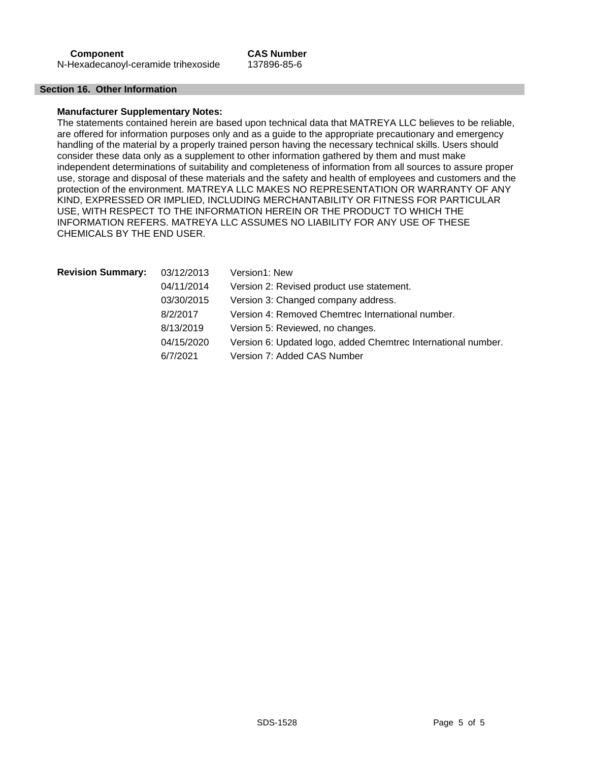| Component | CAS Number |
|---|---|
| N-Hexadecanoyl-ceramide trihexoside | 137896-85-6 |

## Section 16. Other Information

**Manufacturer Supplementary Notes:**

The statements contained herein are based upon technical data that MATREYA LLC believes to be reliable, are offered for information purposes only and as a guide to the appropriate precautionary and emergency handling of the material by a properly trained person having the necessary technical skills. Users should consider these data only as a supplement to other information gathered by them and must make independent determinations of suitability and completeness of information from all sources to assure proper use, storage and disposal of these materials and the safety and health of employees and customers and the protection of the environment. MATREYA LLC MAKES NO REPRESENTATION OR WARRANTY OF ANY KIND, EXPRESSED OR IMPLIED, INCLUDING MERCHANTABILITY OR FITNESS FOR PARTICULAR USE, WITH RESPECT TO THE INFORMATION HEREIN OR THE PRODUCT TO WHICH THE INFORMATION REFERS. MATREYA LLC ASSUMES NO LIABILITY FOR ANY USE OF THESE CHEMICALS BY THE END USER.

| | | |
|---|---|---|
| **Revision Summary:** | 03/12/2013 | Version1: New |
| | 04/11/2014 | Version 2: Revised product use statement. |
| | 03/30/2015 | Version 3: Changed company address. |
| | 8/2/2017 | Version 4: Removed Chemtrec International number. |
| | 8/13/2019 | Version 5: Reviewed, no changes. |
| | 04/15/2020 | Version 6: Updated logo, added Chemtrec International number. |
| | 6/7/2021 | Version 7: Added CAS Number |

SDS-1528